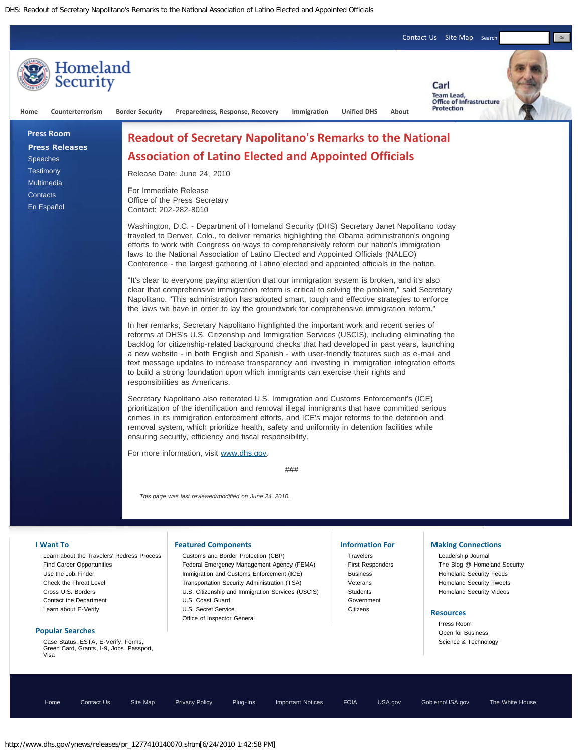Contact Us | Site Map | Search

Homeland Security

Carl
Team Lead, Office of Infrastructure Protection

Home | Counterterrorism | Border Security | Preparedness, Response, Recovery | Immigration | Unified DHS | About

**Press Room**

- **Press Releases**
- Speeches
- Testimony
- Multimedia
- Contacts
- En Español

# Readout of Secretary Napolitano's Remarks to the National Association of Latino Elected and Appointed Officials

Release Date: June 24, 2010

For Immediate Release
Office of the Press Secretary
Contact: 202-282-8010

Washington, D.C. - Department of Homeland Security (DHS) Secretary Janet Napolitano today traveled to Denver, Colo., to deliver remarks highlighting the Obama administration's ongoing efforts to work with Congress on ways to comprehensively reform our nation's immigration laws to the National Association of Latino Elected and Appointed Officials (NALEO) Conference - the largest gathering of Latino elected and appointed officials in the nation.

"It's clear to everyone paying attention that our immigration system is broken, and it's also clear that comprehensive immigration reform is critical to solving the problem," said Secretary Napolitano. "This administration has adopted smart, tough and effective strategies to enforce the laws we have in order to lay the groundwork for comprehensive immigration reform."

In her remarks, Secretary Napolitano highlighted the important work and recent series of reforms at DHS's U.S. Citizenship and Immigration Services (USCIS), including eliminating the backlog for citizenship-related background checks that had developed in past years, launching a new website - in both English and Spanish - with user-friendly features such as e-mail and text message updates to increase transparency and investing in immigration integration efforts to build a strong foundation upon which immigrants can exercise their rights and responsibilities as Americans.

Secretary Napolitano also reiterated U.S. Immigration and Customs Enforcement's (ICE) prioritization of the identification and removal illegal immigrants that have committed serious crimes in its immigration enforcement efforts, and ICE's major reforms to the detention and removal system, which prioritize health, safety and uniformity in detention facilities while ensuring security, efficiency and fiscal responsibility.

For more information, visit www.dhs.gov.

###

*This page was last reviewed/modified on June 24, 2010.*

**I Want To**

- Learn about the Travelers' Redress Process
- Find Career Opportunities
- Use the Job Finder
- Check the Threat Level
- Cross U.S. Borders
- Contact the Department
- Learn about E-Verify

**Popular Searches**

Case Status, ESTA, E-Verify, Forms, Green Card, Grants, I-9, Jobs, Passport, Visa

**Featured Components**

- Customs and Border Protection (CBP)
- Federal Emergency Management Agency (FEMA)
- Immigration and Customs Enforcement (ICE)
- Transportation Security Administration (TSA)
- U.S. Citizenship and Immigration Services (USCIS)
- U.S. Coast Guard
- U.S. Secret Service
- Office of Inspector General

**Information For**

- Travelers
- First Responders
- Business
- Veterans
- Students
- Government
- Citizens

**Making Connections**

- Leadership Journal
- The Blog @ Homeland Security
- Homeland Security Feeds
- Homeland Security Tweets
- Homeland Security Videos

**Resources**

- Press Room
- Open for Business
- Science & Technology

Home | Contact Us | Site Map | Privacy Policy | Plug-Ins | Important Notices | FOIA | USA.gov | GobiernoUSA.gov | The White House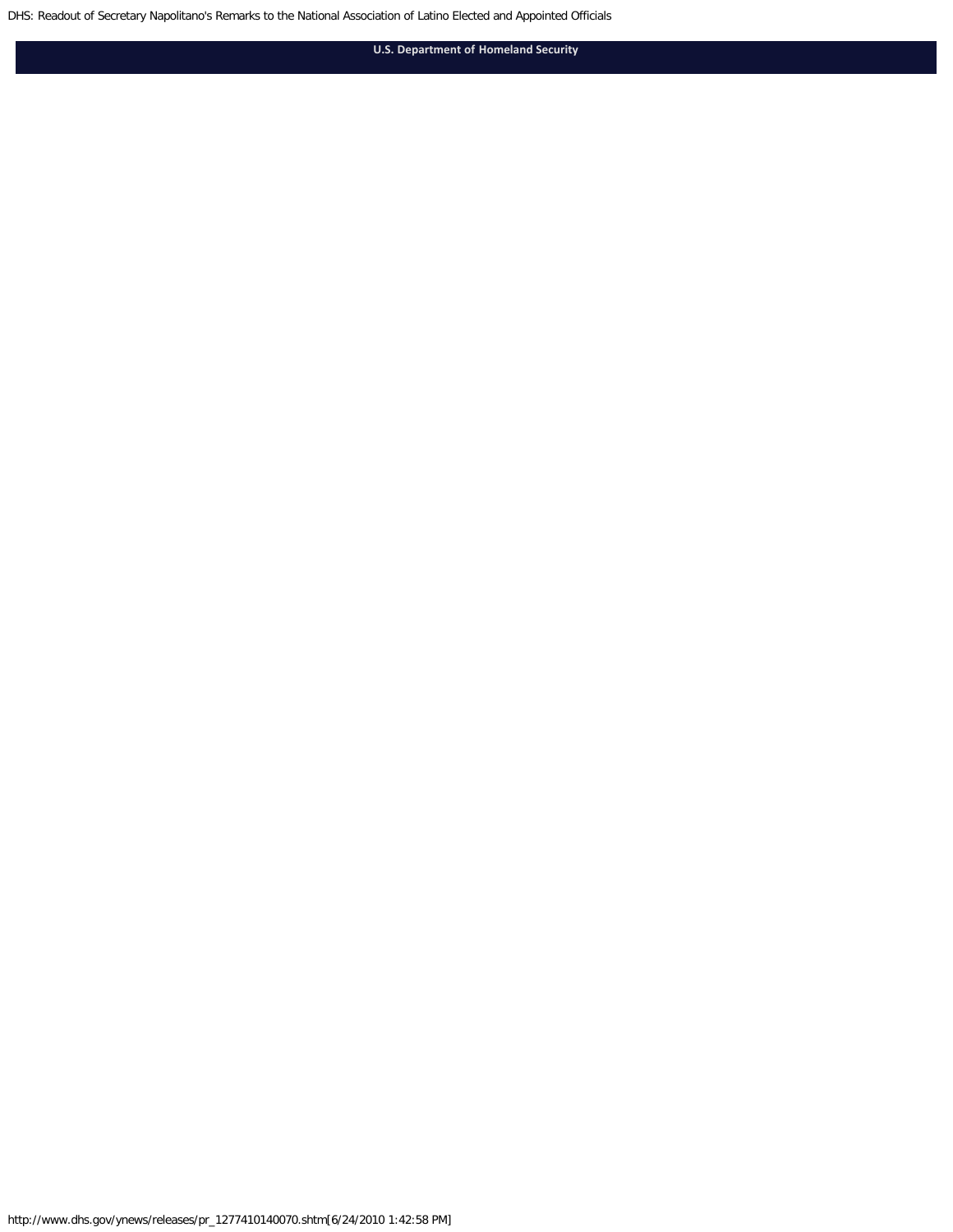U.S. Department of Homeland Security